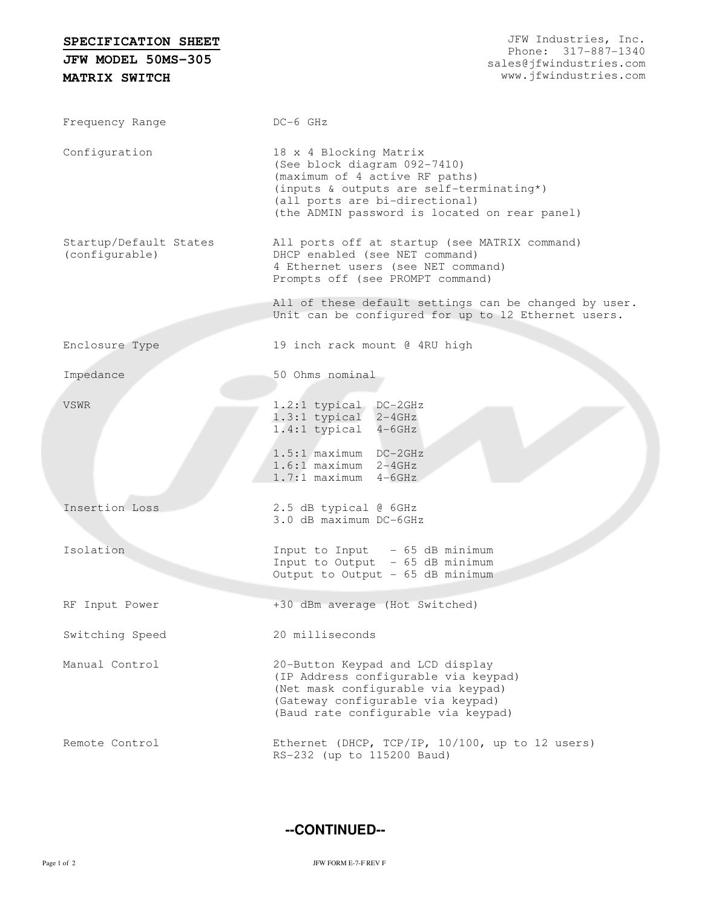**SPECIFICATION SHEET**
**JFW MODEL 50MS-305**
**MATRIX SWITCH**

JFW Industries, Inc.
Phone: 317-887-1340
sales@jfwindustries.com
www.jfwindustries.com

| | |
|---|---|
| Frequency Range | DC-6 GHz |
| Configuration | 18 x 4 Blocking Matrix<br>(See block diagram 092-7410)<br>(maximum of 4 active RF paths)<br>(inputs & outputs are self-terminating*)<br>(all ports are bi-directional)<br>(the ADMIN password is located on rear panel) |
| Startup/Default States (configurable) | All ports off at startup (see MATRIX command)<br>DHCP enabled (see NET command)<br>4 Ethernet users (see NET command)<br>Prompts off (see PROMPT command)<br><br>All of these default settings can be changed by user.<br>Unit can be configured for up to 12 Ethernet users. |
| Enclosure Type | 19 inch rack mount @ 4RU high |
| Impedance | 50 Ohms nominal |
| VSWR | 1.2:1 typical DC-2GHz<br>1.3:1 typical 2-4GHz<br>1.4:1 typical 4-6GHz<br><br>1.5:1 maximum DC-2GHz<br>1.6:1 maximum 2-4GHz<br>1.7:1 maximum 4-6GHz |
| Insertion Loss | 2.5 dB typical @ 6GHz<br>3.0 dB maximum DC-6GHz |
| Isolation | Input to Input - 65 dB minimum<br>Input to Output - 65 dB minimum<br>Output to Output - 65 dB minimum |
| RF Input Power | +30 dBm average (Hot Switched) |
| Switching Speed | 20 milliseconds |
| Manual Control | 20-Button Keypad and LCD display<br>(IP Address configurable via keypad)<br>(Net mask configurable via keypad)<br>(Gateway configurable via keypad)<br>(Baud rate configurable via keypad) |
| Remote Control | Ethernet (DHCP, TCP/IP, 10/100, up to 12 users)<br>RS-232 (up to 115200 Baud) |

**--CONTINUED--**

JFW FORM E-7-F REV F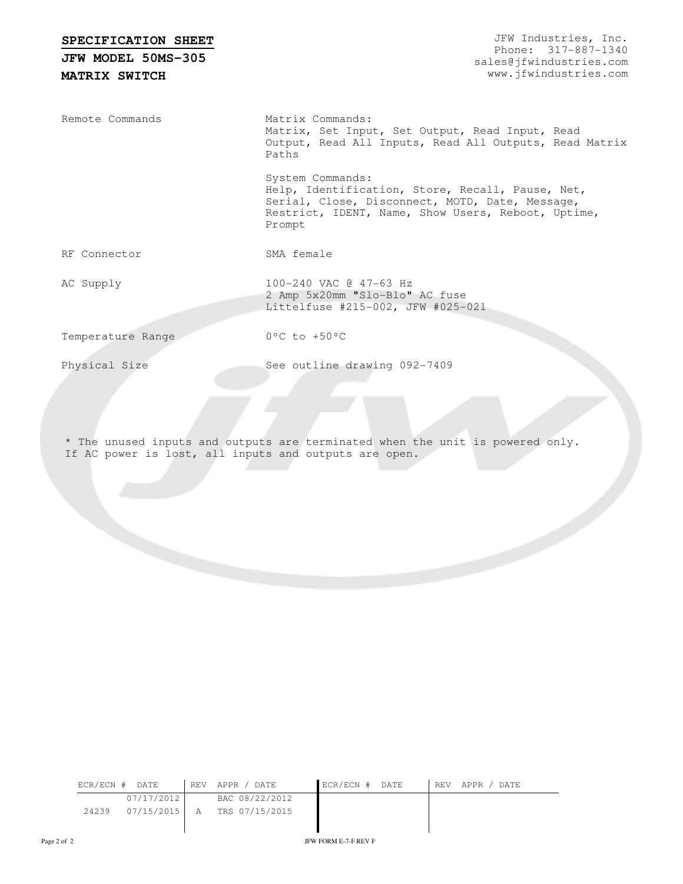**SPECIFICATION SHEET**

**JFW MODEL 50MS-305**

**MATRIX SWITCH**

JFW Industries, Inc.
Phone: 317-887-1340
sales@jfwindustries.com
www.jfwindustries.com

| | |
|---|---|
| Remote Commands | Matrix Commands:<br>Matrix, Set Input, Set Output, Read Input, Read Output, Read All Inputs, Read All Outputs, Read Matrix Paths<br><br>System Commands:<br>Help, Identification, Store, Recall, Pause, Net, Serial, Close, Disconnect, MOTD, Date, Message, Restrict, IDENT, Name, Show Users, Reboot, Uptime, Prompt |
| RF Connector | SMA female |
| AC Supply | 100-240 VAC @ 47-63 Hz<br>2 Amp 5x20mm "Slo-Blo" AC fuse<br>Littelfuse #215-002, JFW #025-021 |
| Temperature Range | 0°C to +50°C |
| Physical Size | See outline drawing 092-7409 |

* The unused inputs and outputs are terminated when the unit is powered only. If AC power is lost, all inputs and outputs are open.

| ECR/ECN # | DATE | REV | APPR / DATE | ECR/ECN # | DATE | REV | APPR / DATE |
|---|---|---|---|---|---|---|---|
| | 07/17/2012 | | BAC 08/22/2012 | | | | |
| 24239 | 07/15/2015 | A | TRS 07/15/2015 | | | | |

JFW FORM E-7-F REV F